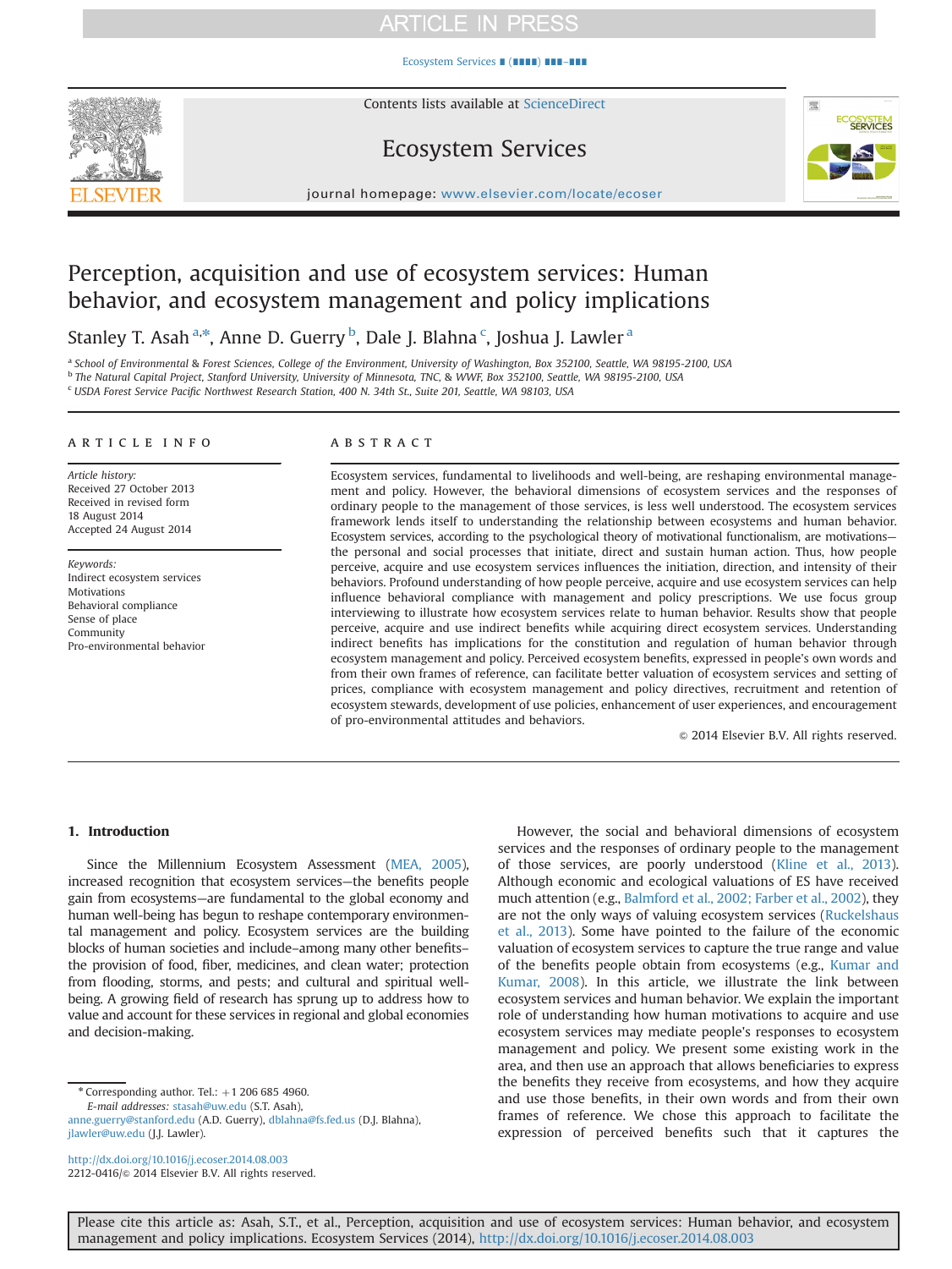# Perception, acquisition and use of ecosystem services: Human behavior, and ecosystem management and policy implications

Stanley T. Asah [a,*], Anne D. Guerry [b], Dale J. Blahna [c], Joshua J. Lawler [a]

[a] School of Environmental & Forest Sciences, College of the Environment, University of Washington, Box 352100, Seattle, WA 98195-2100, USA
[b] The Natural Capital Project, Stanford University, University of Minnesota, TNC, & WWF, Box 352100, Seattle, WA 98195-2100, USA
[c] USDA Forest Service Pacific Northwest Research Station, 400 N. 34th St., Suite 201, Seattle, WA 98103, USA

## ARTICLE INFO

*Article history:*
Received 27 October 2013
Received in revised form
18 August 2014
Accepted 24 August 2014

*Keywords:*
Indirect ecosystem services
Motivations
Behavioral compliance
Sense of place
Community
Pro-environmental behavior

## ABSTRACT

Ecosystem services, fundamental to livelihoods and well-being, are reshaping environmental management and policy. However, the behavioral dimensions of ecosystem services and the responses of ordinary people to the management of those services, is less well understood. The ecosystem services framework lends itself to understanding the relationship between ecosystems and human behavior. Ecosystem services, according to the psychological theory of motivational functionalism, are motivations—the personal and social processes that initiate, direct and sustain human action. Thus, how people perceive, acquire and use ecosystem services influences the initiation, direction, and intensity of their behaviors. Profound understanding of how people perceive, acquire and use ecosystem services can help influence behavioral compliance with management and policy prescriptions. We use focus group interviewing to illustrate how ecosystem services relate to human behavior. Results show that people perceive, acquire and use indirect benefits while acquiring direct ecosystem services. Understanding indirect benefits has implications for the constitution and regulation of human behavior through ecosystem management and policy. Perceived ecosystem benefits, expressed in people's own words and from their own frames of reference, can facilitate better valuation of ecosystem services and setting of prices, compliance with ecosystem management and policy directives, recruitment and retention of ecosystem stewards, development of use policies, enhancement of user experiences, and encouragement of pro-environmental attitudes and behaviors.

© 2014 Elsevier B.V. All rights reserved.

## 1. Introduction

Since the Millennium Ecosystem Assessment (MEA, 2005), increased recognition that ecosystem services—the benefits people gain from ecosystems—are fundamental to the global economy and human well-being has begun to reshape contemporary environmental management and policy. Ecosystem services are the building blocks of human societies and include–among many other benefits–the provision of food, fiber, medicines, and clean water; protection from flooding, storms, and pests; and cultural and spiritual well-being. A growing field of research has sprung up to address how to value and account for these services in regional and global economies and decision-making.

However, the social and behavioral dimensions of ecosystem services and the responses of ordinary people to the management of those services, are poorly understood (Kline et al., 2013). Although economic and ecological valuations of ES have received much attention (e.g., Balmford et al., 2002; Farber et al., 2002), they are not the only ways of valuing ecosystem services (Ruckelshaus et al., 2013). Some have pointed to the failure of the economic valuation of ecosystem services to capture the true range and value of the benefits people obtain from ecosystems (e.g., Kumar and Kumar, 2008). In this article, we illustrate the link between ecosystem services and human behavior. We explain the important role of understanding how human motivations to acquire and use ecosystem services may mediate people's responses to ecosystem management and policy. We present some existing work in the area, and then use an approach that allows beneficiaries to express the benefits they receive from ecosystems, and how they acquire and use those benefits, in their own words and from their own frames of reference. We chose this approach to facilitate the expression of perceived benefits such that it captures the

* Corresponding author. Tel.: +1 206 685 4960.
*E-mail addresses:* stasah@uw.edu (S.T. Asah), anne.guerry@stanford.edu (A.D. Guerry), dblahna@fs.fed.us (D.J. Blahna), jlawler@uw.edu (J.J. Lawler).

http://dx.doi.org/10.1016/j.ecoser.2014.08.003
2212-0416/© 2014 Elsevier B.V. All rights reserved.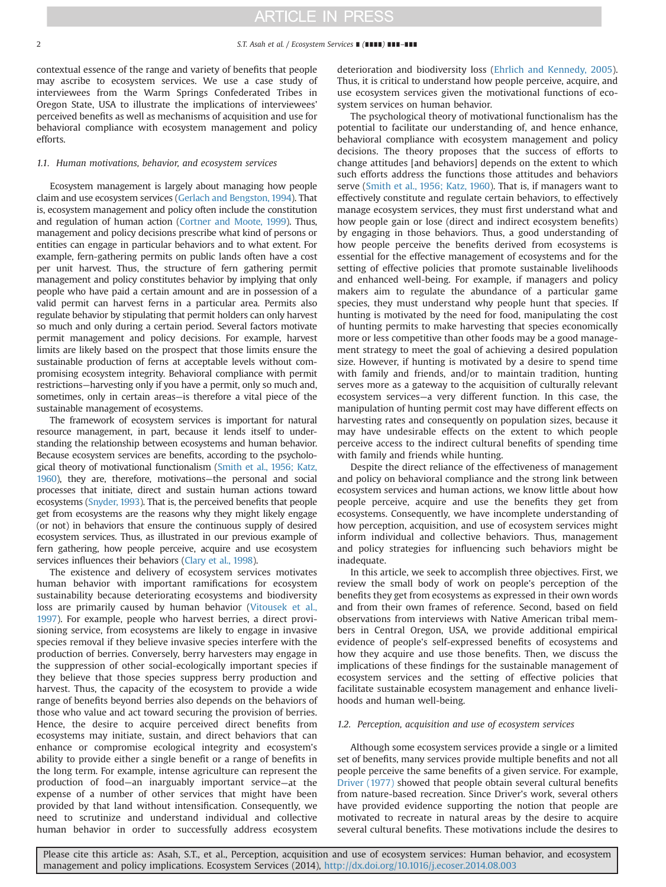contextual essence of the range and variety of benefits that people may ascribe to ecosystem services. We use a case study of interviewees from the Warm Springs Confederated Tribes in Oregon State, USA to illustrate the implications of interviewees' perceived benefits as well as mechanisms of acquisition and use for behavioral compliance with ecosystem management and policy efforts.

### 1.1. Human motivations, behavior, and ecosystem services

Ecosystem management is largely about managing how people claim and use ecosystem services (Gerlach and Bengston, 1994). That is, ecosystem management and policy often include the constitution and regulation of human action (Cortner and Moote, 1999). Thus, management and policy decisions prescribe what kind of persons or entities can engage in particular behaviors and to what extent. For example, fern-gathering permits on public lands often have a cost per unit harvest. Thus, the structure of fern gathering permit management and policy constitutes behavior by implying that only people who have paid a certain amount and are in possession of a valid permit can harvest ferns in a particular area. Permits also regulate behavior by stipulating that permit holders can only harvest so much and only during a certain period. Several factors motivate permit management and policy decisions. For example, harvest limits are likely based on the prospect that those limits ensure the sustainable production of ferns at acceptable levels without compromising ecosystem integrity. Behavioral compliance with permit restrictions—harvesting only if you have a permit, only so much and, sometimes, only in certain areas—is therefore a vital piece of the sustainable management of ecosystems.

The framework of ecosystem services is important for natural resource management, in part, because it lends itself to understanding the relationship between ecosystems and human behavior. Because ecosystem services are benefits, according to the psychological theory of motivational functionalism (Smith et al., 1956; Katz, 1960), they are, therefore, motivations—the personal and social processes that initiate, direct and sustain human actions toward ecosystems (Snyder, 1993). That is, the perceived benefits that people get from ecosystems are the reasons why they might likely engage (or not) in behaviors that ensure the continuous supply of desired ecosystem services. Thus, as illustrated in our previous example of fern gathering, how people perceive, acquire and use ecosystem services influences their behaviors (Clary et al., 1998).

The existence and delivery of ecosystem services motivates human behavior with important ramifications for ecosystem sustainability because deteriorating ecosystems and biodiversity loss are primarily caused by human behavior (Vitousek et al., 1997). For example, people who harvest berries, a direct provisioning service, from ecosystems are likely to engage in invasive species removal if they believe invasive species interfere with the production of berries. Conversely, berry harvesters may engage in the suppression of other social-ecologically important species if they believe that those species suppress berry production and harvest. Thus, the capacity of the ecosystem to provide a wide range of benefits beyond berries also depends on the behaviors of those who value and act toward securing the provision of berries. Hence, the desire to acquire perceived direct benefits from ecosystems may initiate, sustain, and direct behaviors that can enhance or compromise ecological integrity and ecosystem's ability to provide either a single benefit or a range of benefits in the long term. For example, intense agriculture can represent the production of food—an inarguably important service—at the expense of a number of other services that might have been provided by that land without intensification. Consequently, we need to scrutinize and understand individual and collective human behavior in order to successfully address ecosystem deterioration and biodiversity loss (Ehrlich and Kennedy, 2005). Thus, it is critical to understand how people perceive, acquire, and use ecosystem services given the motivational functions of ecosystem services on human behavior.

The psychological theory of motivational functionalism has the potential to facilitate our understanding of, and hence enhance, behavioral compliance with ecosystem management and policy decisions. The theory proposes that the success of efforts to change attitudes [and behaviors] depends on the extent to which such efforts address the functions those attitudes and behaviors serve (Smith et al., 1956; Katz, 1960). That is, if managers want to effectively constitute and regulate certain behaviors, to effectively manage ecosystem services, they must first understand what and how people gain or lose (direct and indirect ecosystem benefits) by engaging in those behaviors. Thus, a good understanding of how people perceive the benefits derived from ecosystems is essential for the effective management of ecosystems and for the setting of effective policies that promote sustainable livelihoods and enhanced well-being. For example, if managers and policy makers aim to regulate the abundance of a particular game species, they must understand why people hunt that species. If hunting is motivated by the need for food, manipulating the cost of hunting permits to make harvesting that species economically more or less competitive than other foods may be a good management strategy to meet the goal of achieving a desired population size. However, if hunting is motivated by a desire to spend time with family and friends, and/or to maintain tradition, hunting serves more as a gateway to the acquisition of culturally relevant ecosystem services—a very different function. In this case, the manipulation of hunting permit cost may have different effects on harvesting rates and consequently on population sizes, because it may have undesirable effects on the extent to which people perceive access to the indirect cultural benefits of spending time with family and friends while hunting.

Despite the direct reliance of the effectiveness of management and policy on behavioral compliance and the strong link between ecosystem services and human actions, we know little about how people perceive, acquire and use the benefits they get from ecosystems. Consequently, we have incomplete understanding of how perception, acquisition, and use of ecosystem services might inform individual and collective behaviors. Thus, management and policy strategies for influencing such behaviors might be inadequate.

In this article, we seek to accomplish three objectives. First, we review the small body of work on people's perception of the benefits they get from ecosystems as expressed in their own words and from their own frames of reference. Second, based on field observations from interviews with Native American tribal members in Central Oregon, USA, we provide additional empirical evidence of people's self-expressed benefits of ecosystems and how they acquire and use those benefits. Then, we discuss the implications of these findings for the sustainable management of ecosystem services and the setting of effective policies that facilitate sustainable ecosystem management and enhance livelihoods and human well-being.

### 1.2. Perception, acquisition and use of ecosystem services

Although some ecosystem services provide a single or a limited set of benefits, many services provide multiple benefits and not all people perceive the same benefits of a given service. For example, Driver (1977) showed that people obtain several cultural benefits from nature-based recreation. Since Driver's work, several others have provided evidence supporting the notion that people are motivated to recreate in natural areas by the desire to acquire several cultural benefits. These motivations include the desires to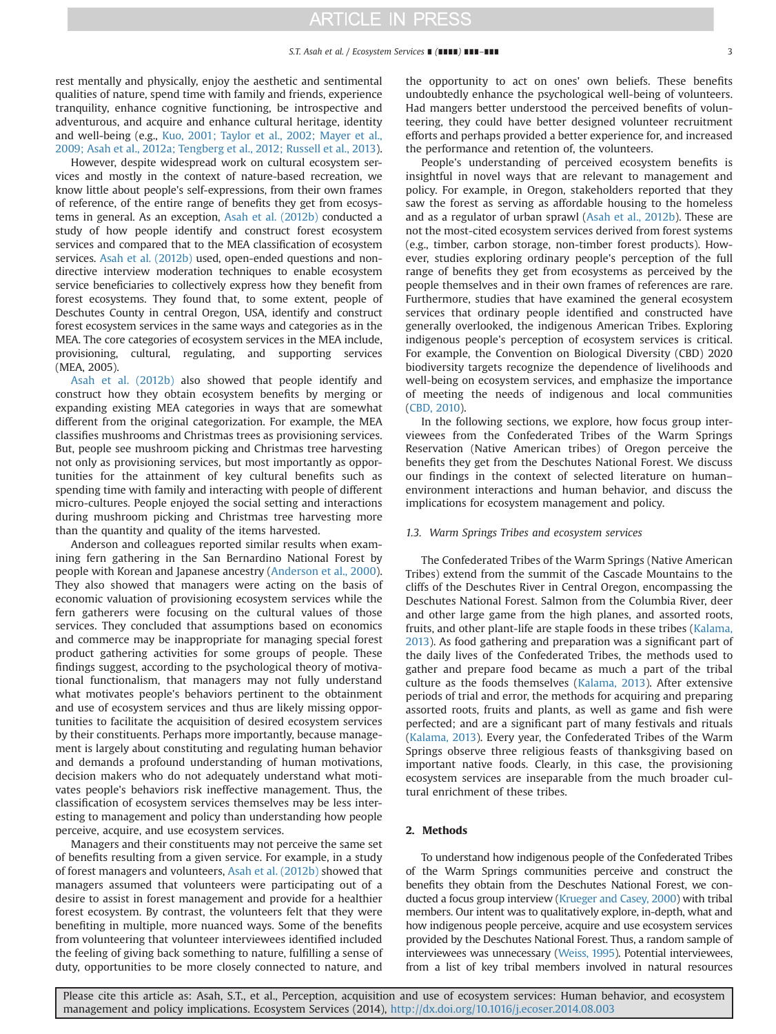rest mentally and physically, enjoy the aesthetic and sentimental qualities of nature, spend time with family and friends, experience tranquility, enhance cognitive functioning, be introspective and adventurous, and acquire and enhance cultural heritage, identity and well-being (e.g., Kuo, 2001; Taylor et al., 2002; Mayer et al., 2009; Asah et al., 2012a; Tengberg et al., 2012; Russell et al., 2013).

However, despite widespread work on cultural ecosystem services and mostly in the context of nature-based recreation, we know little about people's self-expressions, from their own frames of reference, of the entire range of benefits they get from ecosystems in general. As an exception, Asah et al. (2012b) conducted a study of how people identify and construct forest ecosystem services and compared that to the MEA classification of ecosystem services. Asah et al. (2012b) used, open-ended questions and non-directive interview moderation techniques to enable ecosystem service beneficiaries to collectively express how they benefit from forest ecosystems. They found that, to some extent, people of Deschutes County in central Oregon, USA, identify and construct forest ecosystem services in the same ways and categories as in the MEA. The core categories of ecosystem services in the MEA include, provisioning, cultural, regulating, and supporting services (MEA, 2005).

Asah et al. (2012b) also showed that people identify and construct how they obtain ecosystem benefits by merging or expanding existing MEA categories in ways that are somewhat different from the original categorization. For example, the MEA classifies mushrooms and Christmas trees as provisioning services. But, people see mushroom picking and Christmas tree harvesting not only as provisioning services, but most importantly as opportunities for the attainment of key cultural benefits such as spending time with family and interacting with people of different micro-cultures. People enjoyed the social setting and interactions during mushroom picking and Christmas tree harvesting more than the quantity and quality of the items harvested.

Anderson and colleagues reported similar results when examining fern gathering in the San Bernardino National Forest by people with Korean and Japanese ancestry (Anderson et al., 2000). They also showed that managers were acting on the basis of economic valuation of provisioning ecosystem services while the fern gatherers were focusing on the cultural values of those services. They concluded that assumptions based on economics and commerce may be inappropriate for managing special forest product gathering activities for some groups of people. These findings suggest, according to the psychological theory of motivational functionalism, that managers may not fully understand what motivates people's behaviors pertinent to the obtainment and use of ecosystem services and thus are likely missing opportunities to facilitate the acquisition of desired ecosystem services by their constituents. Perhaps more importantly, because management is largely about constituting and regulating human behavior and demands a profound understanding of human motivations, decision makers who do not adequately understand what motivates people's behaviors risk ineffective management. Thus, the classification of ecosystem services themselves may be less interesting to management and policy than understanding how people perceive, acquire, and use ecosystem services.

Managers and their constituents may not perceive the same set of benefits resulting from a given service. For example, in a study of forest managers and volunteers, Asah et al. (2012b) showed that managers assumed that volunteers were participating out of a desire to assist in forest management and provide for a healthier forest ecosystem. By contrast, the volunteers felt that they were benefiting in multiple, more nuanced ways. Some of the benefits from volunteering that volunteer interviewees identified included the feeling of giving back something to nature, fulfilling a sense of duty, opportunities to be more closely connected to nature, and the opportunity to act on ones' own beliefs. These benefits undoubtedly enhance the psychological well-being of volunteers. Had mangers better understood the perceived benefits of volunteering, they could have better designed volunteer recruitment efforts and perhaps provided a better experience for, and increased the performance and retention of, the volunteers.

People's understanding of perceived ecosystem benefits is insightful in novel ways that are relevant to management and policy. For example, in Oregon, stakeholders reported that they saw the forest as serving as affordable housing to the homeless and as a regulator of urban sprawl (Asah et al., 2012b). These are not the most-cited ecosystem services derived from forest systems (e.g., timber, carbon storage, non-timber forest products). However, studies exploring ordinary people's perception of the full range of benefits they get from ecosystems as perceived by the people themselves and in their own frames of references are rare. Furthermore, studies that have examined the general ecosystem services that ordinary people identified and constructed have generally overlooked, the indigenous American Tribes. Exploring indigenous people's perception of ecosystem services is critical. For example, the Convention on Biological Diversity (CBD) 2020 biodiversity targets recognize the dependence of livelihoods and well-being on ecosystem services, and emphasize the importance of meeting the needs of indigenous and local communities (CBD, 2010).

In the following sections, we explore, how focus group interviewees from the Confederated Tribes of the Warm Springs Reservation (Native American tribes) of Oregon perceive the benefits they get from the Deschutes National Forest. We discuss our findings in the context of selected literature on human–environment interactions and human behavior, and discuss the implications for ecosystem management and policy.

### 1.3. Warm Springs Tribes and ecosystem services

The Confederated Tribes of the Warm Springs (Native American Tribes) extend from the summit of the Cascade Mountains to the cliffs of the Deschutes River in Central Oregon, encompassing the Deschutes National Forest. Salmon from the Columbia River, deer and other large game from the high planes, and assorted roots, fruits, and other plant-life are staple foods in these tribes (Kalama, 2013). As food gathering and preparation was a significant part of the daily lives of the Confederated Tribes, the methods used to gather and prepare food became as much a part of the tribal culture as the foods themselves (Kalama, 2013). After extensive periods of trial and error, the methods for acquiring and preparing assorted roots, fruits and plants, as well as game and fish were perfected; and are a significant part of many festivals and rituals (Kalama, 2013). Every year, the Confederated Tribes of the Warm Springs observe three religious feasts of thanksgiving based on important native foods. Clearly, in this case, the provisioning ecosystem services are inseparable from the much broader cultural enrichment of these tribes.

## 2. Methods

To understand how indigenous people of the Confederated Tribes of the Warm Springs communities perceive and construct the benefits they obtain from the Deschutes National Forest, we conducted a focus group interview (Krueger and Casey, 2000) with tribal members. Our intent was to qualitatively explore, in-depth, what and how indigenous people perceive, acquire and use ecosystem services provided by the Deschutes National Forest. Thus, a random sample of interviewees was unnecessary (Weiss, 1995). Potential interviewees, from a list of key tribal members involved in natural resources

Please cite this article as: Asah, S.T., et al., Perception, acquisition and use of ecosystem services: Human behavior, and ecosystem management and policy implications. Ecosystem Services (2014), http://dx.doi.org/10.1016/j.ecoser.2014.08.003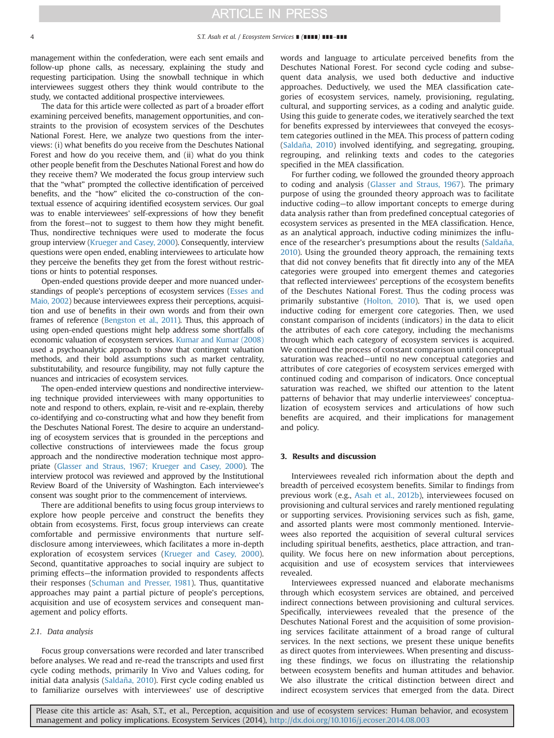management within the confederation, were each sent emails and follow-up phone calls, as necessary, explaining the study and requesting participation. Using the snowball technique in which interviewees suggest others they think would contribute to the study, we contacted additional prospective interviewees.

The data for this article were collected as part of a broader effort examining perceived benefits, management opportunities, and constraints to the provision of ecosystem services of the Deschutes National Forest. Here, we analyze two questions from the interviews: (i) what benefits do you receive from the Deschutes National Forest and how do you receive them, and (ii) what do you think other people benefit from the Deschutes National Forest and how do they receive them? We moderated the focus group interview such that the "what" prompted the collective identification of perceived benefits, and the "how" elicited the co-construction of the contextual essence of acquiring identified ecosystem services. Our goal was to enable interviewees' self-expressions of how they benefit from the forest—not to suggest to them how they might benefit. Thus, nondirective techniques were used to moderate the focus group interview (Krueger and Casey, 2000). Consequently, interview questions were open ended, enabling interviewees to articulate how they perceive the benefits they get from the forest without restrictions or hints to potential responses.

Open-ended questions provide deeper and more nuanced understandings of people's perceptions of ecosystem services (Esses and Maio, 2002) because interviewees express their perceptions, acquisition and use of benefits in their own words and from their own frames of reference (Bengston et al., 2011). Thus, this approach of using open-ended questions might help address some shortfalls of economic valuation of ecosystem services. Kumar and Kumar (2008) used a psychoanalytic approach to show that contingent valuation methods, and their bold assumptions such as market centrality, substitutability, and resource fungibility, may not fully capture the nuances and intricacies of ecosystem services.

The open-ended interview questions and nondirective interviewing technique provided interviewees with many opportunities to note and respond to others, explain, re-visit and re-explain, thereby co-identifying and co-constructing what and how they benefit from the Deschutes National Forest. The desire to acquire an understanding of ecosystem services that is grounded in the perceptions and collective constructions of interviewees made the focus group approach and the nondirective moderation technique most appropriate (Glasser and Straus, 1967; Krueger and Casey, 2000). The interview protocol was reviewed and approved by the Institutional Review Board of the University of Washington. Each interviewee's consent was sought prior to the commencement of interviews.

There are additional benefits to using focus group interviews to explore how people perceive and construct the benefits they obtain from ecosystems. First, focus group interviews can create comfortable and permissive environments that nurture self-disclosure among interviewees, which facilitates a more in-depth exploration of ecosystem services (Krueger and Casey, 2000). Second, quantitative approaches to social inquiry are subject to priming effects—the information provided to respondents affects their responses (Schuman and Presser, 1981). Thus, quantitative approaches may paint a partial picture of people's perceptions, acquisition and use of ecosystem services and consequent management and policy efforts.

### 2.1. Data analysis

Focus group conversations were recorded and later transcribed before analyses. We read and re-read the transcripts and used first cycle coding methods, primarily In Vivo and Values coding, for initial data analysis (Saldaña, 2010). First cycle coding enabled us to familiarize ourselves with interviewees' use of descriptive words and language to articulate perceived benefits from the Deschutes National Forest. For second cycle coding and subsequent data analysis, we used both deductive and inductive approaches. Deductively, we used the MEA classification categories of ecosystem services, namely, provisioning, regulating, cultural, and supporting services, as a coding and analytic guide. Using this guide to generate codes, we iteratively searched the text for benefits expressed by interviewees that conveyed the ecosystem categories outlined in the MEA. This process of pattern coding (Saldaña, 2010) involved identifying, and segregating, grouping, regrouping, and relinking texts and codes to the categories specified in the MEA classification.

For further coding, we followed the grounded theory approach to coding and analysis (Glasser and Straus, 1967). The primary purpose of using the grounded theory approach was to facilitate inductive coding—to allow important concepts to emerge during data analysis rather than from predefined conceptual categories of ecosystem services as presented in the MEA classification. Hence, as an analytical approach, inductive coding minimizes the influence of the researcher's presumptions about the results (Saldaña, 2010). Using the grounded theory approach, the remaining texts that did not convey benefits that fit directly into any of the MEA categories were grouped into emergent themes and categories that reflected interviewees' perceptions of the ecosystem benefits of the Deschutes National Forest. Thus the coding process was primarily substantive (Holton, 2010). That is, we used open inductive coding for emergent core categories. Then, we used constant comparison of incidents (indicators) in the data to elicit the attributes of each core category, including the mechanisms through which each category of ecosystem services is acquired. We continued the process of constant comparison until conceptual saturation was reached—until no new conceptual categories and attributes of core categories of ecosystem services emerged with continued coding and comparison of indicators. Once conceptual saturation was reached, we shifted our attention to the latent patterns of behavior that may underlie interviewees' conceptualization of ecosystem services and articulations of how such benefits are acquired, and their implications for management and policy.

## 3. Results and discussion

Interviewees revealed rich information about the depth and breadth of perceived ecosystem benefits. Similar to findings from previous work (e.g., Asah et al., 2012b), interviewees focused on provisioning and cultural services and rarely mentioned regulating or supporting services. Provisioning services such as fish, game, and assorted plants were most commonly mentioned. Interviewees also reported the acquisition of several cultural services including spiritual benefits, aesthetics, place attraction, and tranquility. We focus here on new information about perceptions, acquisition and use of ecosystem services that interviewees revealed.

Interviewees expressed nuanced and elaborate mechanisms through which ecosystem services are obtained, and perceived indirect connections between provisioning and cultural services. Specifically, interviewees revealed that the presence of the Deschutes National Forest and the acquisition of some provisioning services facilitate attainment of a broad range of cultural services. In the next sections, we present these unique benefits as direct quotes from interviewees. When presenting and discussing these findings, we focus on illustrating the relationship between ecosystem benefits and human attitudes and behavior. We also illustrate the critical distinction between direct and indirect ecosystem services that emerged from the data. Direct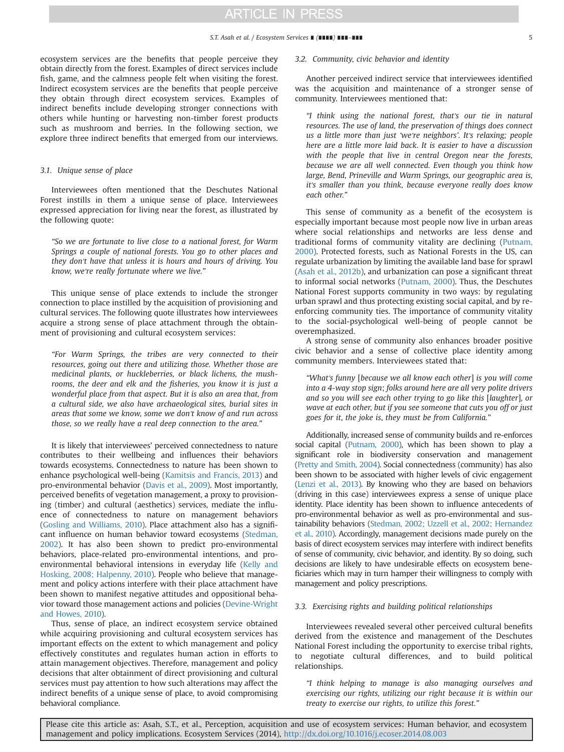ecosystem services are the benefits that people perceive they obtain directly from the forest. Examples of direct services include fish, game, and the calmness people felt when visiting the forest. Indirect ecosystem services are the benefits that people perceive they obtain through direct ecosystem services. Examples of indirect benefits include developing stronger connections with others while hunting or harvesting non-timber forest products such as mushroom and berries. In the following section, we explore three indirect benefits that emerged from our interviews.

### 3.1. Unique sense of place

Interviewees often mentioned that the Deschutes National Forest instills in them a unique sense of place. Interviewees expressed appreciation for living near the forest, as illustrated by the following quote:

> *"So we are fortunate to live close to a national forest, for Warm Springs a couple of national forests. You go to other places and they don't have that unless it is hours and hours of driving. You know, we're really fortunate where we live."*

This unique sense of place extends to include the stronger connection to place instilled by the acquisition of provisioning and cultural services. The following quote illustrates how interviewees acquire a strong sense of place attachment through the obtainment of provisioning and cultural ecosystem services:

> *"For Warm Springs, the tribes are very connected to their resources, going out there and utilizing those. Whether those are medicinal plants, or huckleberries, or black lichens, the mushrooms, the deer and elk and the fisheries, you know it is just a wonderful place from that aspect. But it is also an area that, from a cultural side, we also have archaeological sites, burial sites in areas that some we know, some we don't know of and run across those, so we really have a real deep connection to the area."*

It is likely that interviewees' perceived connectedness to nature contributes to their wellbeing and influences their behaviors towards ecosystems. Connectedness to nature has been shown to enhance psychological well-being (Kamitsis and Francis, 2013) and pro-environmental behavior (Davis et al., 2009). Most importantly, perceived benefits of vegetation management, a proxy to provisioning (timber) and cultural (aesthetics) services, mediate the influence of connectedness to nature on management behaviors (Gosling and Williams, 2010). Place attachment also has a significant influence on human behavior toward ecosystems (Stedman, 2002). It has also been shown to predict pro-environmental behaviors, place-related pro-environmental intentions, and pro-environmental behavioral intensions in everyday life (Kelly and Hosking, 2008; Halpenny, 2010). People who believe that management and policy actions interfere with their place attachment have been shown to manifest negative attitudes and oppositional behavior toward those management actions and policies (Devine-Wright and Howes, 2010).

Thus, sense of place, an indirect ecosystem service obtained while acquiring provisioning and cultural ecosystem services has important effects on the extent to which management and policy effectively constitutes and regulates human action in efforts to attain management objectives. Therefore, management and policy decisions that alter obtainment of direct provisioning and cultural services must pay attention to how such alterations may affect the indirect benefits of a unique sense of place, to avoid compromising behavioral compliance.

### 3.2. Community, civic behavior and identity

Another perceived indirect service that interviewees identified was the acquisition and maintenance of a stronger sense of community. Interviewees mentioned that:

> *"I think using the national forest, that's our tie in natural resources. The use of land, the preservation of things does connect us a little more than just 'we're neighbors'. It's relaxing; people here are a little more laid back. It is easier to have a discussion with the people that live in central Oregon near the forests, because we are all well connected. Even though you think how large, Bend, Prineville and Warm Springs, our geographic area is, it's smaller than you think, because everyone really does know each other."*

This sense of community as a benefit of the ecosystem is especially important because most people now live in urban areas where social relationships and networks are less dense and traditional forms of community vitality are declining (Putnam, 2000). Protected forests, such as National Forests in the US, can regulate urbanization by limiting the available land base for sprawl (Asah et al., 2012b), and urbanization can pose a significant threat to informal social networks (Putnam, 2000). Thus, the Deschutes National Forest supports community in two ways: by regulating urban sprawl and thus protecting existing social capital, and by re-enforcing community ties. The importance of community vitality to the social-psychological well-being of people cannot be overemphasized.

A strong sense of community also enhances broader positive civic behavior and a sense of collective place identity among community members. Interviewees stated that:

> *"What's funny [because we all know each other] is you will come into a 4-way stop sign; folks around here are all very polite drivers and so you will see each other trying to go like this [laughter], or wave at each other, but if you see someone that cuts you off or just goes for it, the joke is, they must be from California."*

Additionally, increased sense of community builds and re-enforces social capital (Putnam, 2000), which has been shown to play a significant role in biodiversity conservation and management (Pretty and Smith, 2004). Social connectedness (community) has also been shown to be associated with higher levels of civic engagement (Lenzi et al., 2013). By knowing who they are based on behaviors (driving in this case) interviewees express a sense of unique place identity. Place identity has been shown to influence antecedents of pro-environmental behavior as well as pro-environmental and sustainability behaviors (Stedman, 2002; Uzzell et al., 2002; Hernandez et al., 2010). Accordingly, management decisions made purely on the basis of direct ecosystem services may interfere with indirect benefits of sense of community, civic behavior, and identity. By so doing, such decisions are likely to have undesirable effects on ecosystem beneficiaries which may in turn hamper their willingness to comply with management and policy prescriptions.

### 3.3. Exercising rights and building political relationships

Interviewees revealed several other perceived cultural benefits derived from the existence and management of the Deschutes National Forest including the opportunity to exercise tribal rights, to negotiate cultural differences, and to build political relationships.

> *"I think helping to manage is also managing ourselves and exercising our rights, utilizing our right because it is within our treaty to exercise our rights, to utilize this forest."*

Please cite this article as: Asah, S.T., et al., Perception, acquisition and use of ecosystem services: Human behavior, and ecosystem management and policy implications. Ecosystem Services (2014), http://dx.doi.org/10.1016/j.ecoser.2014.08.003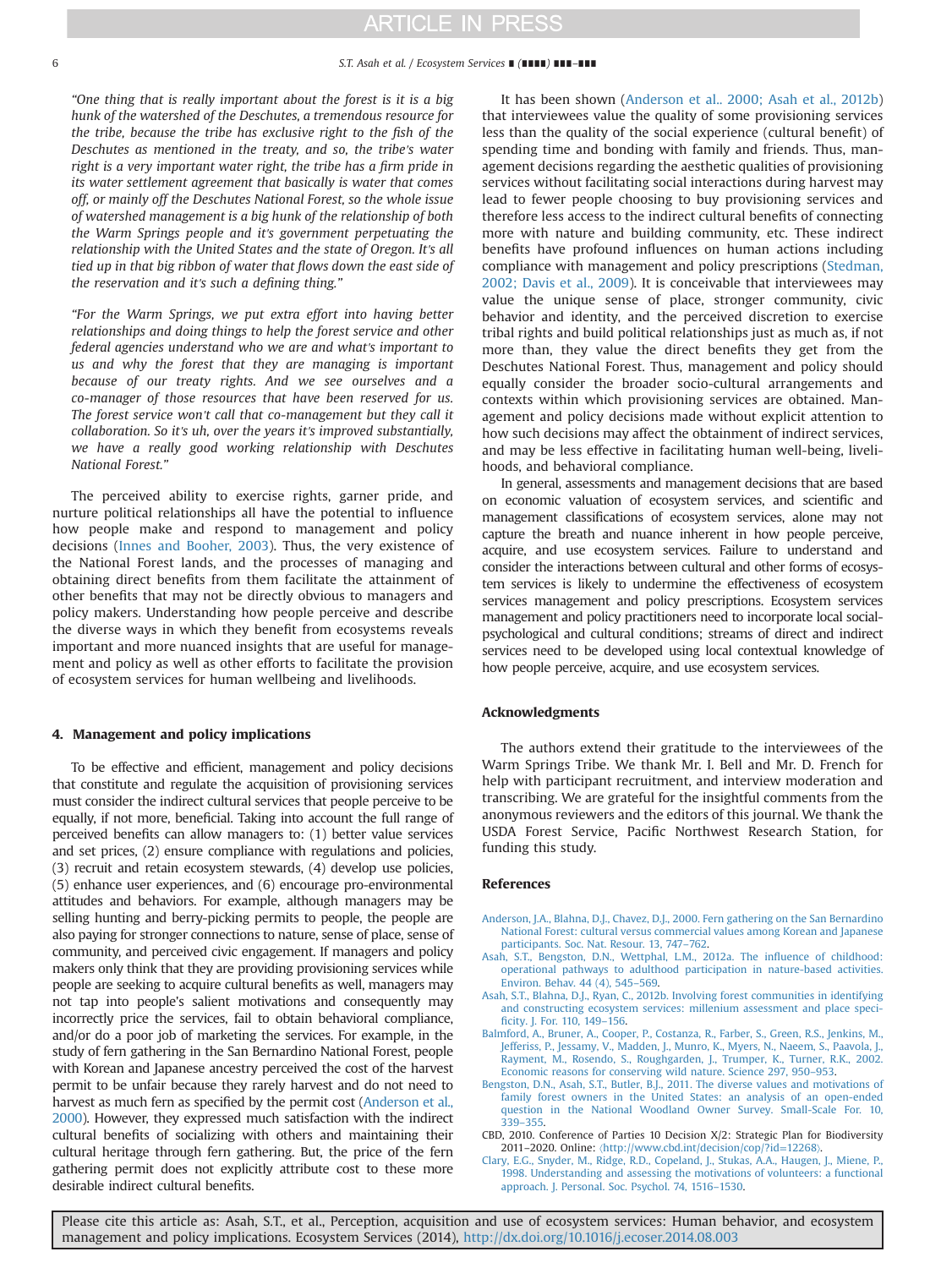*"One thing that is really important about the forest is it is a big hunk of the watershed of the Deschutes, a tremendous resource for the tribe, because the tribe has exclusive right to the fish of the Deschutes as mentioned in the treaty, and so, the tribe's water right is a very important water right, the tribe has a firm pride in its water settlement agreement that basically is water that comes off, or mainly off the Deschutes National Forest, so the whole issue of watershed management is a big hunk of the relationship of both the Warm Springs people and it's government perpetuating the relationship with the United States and the state of Oregon. It's all tied up in that big ribbon of water that flows down the east side of the reservation and it's such a defining thing."*

*"For the Warm Springs, we put extra effort into having better relationships and doing things to help the forest service and other federal agencies understand who we are and what's important to us and why the forest that they are managing is important because of our treaty rights. And we see ourselves and a co-manager of those resources that have been reserved for us. The forest service won't call that co-management but they call it collaboration. So it's uh, over the years it's improved substantially, we have a really good working relationship with Deschutes National Forest."*

The perceived ability to exercise rights, garner pride, and nurture political relationships all have the potential to influence how people make and respond to management and policy decisions (Innes and Booher, 2003). Thus, the very existence of the National Forest lands, and the processes of managing and obtaining direct benefits from them facilitate the attainment of other benefits that may not be directly obvious to managers and policy makers. Understanding how people perceive and describe the diverse ways in which they benefit from ecosystems reveals important and more nuanced insights that are useful for management and policy as well as other efforts to facilitate the provision of ecosystem services for human wellbeing and livelihoods.

## 4. Management and policy implications

To be effective and efficient, management and policy decisions that constitute and regulate the acquisition of provisioning services must consider the indirect cultural services that people perceive to be equally, if not more, beneficial. Taking into account the full range of perceived benefits can allow managers to: (1) better value services and set prices, (2) ensure compliance with regulations and policies, (3) recruit and retain ecosystem stewards, (4) develop use policies, (5) enhance user experiences, and (6) encourage pro-environmental attitudes and behaviors. For example, although managers may be selling hunting and berry-picking permits to people, the people are also paying for stronger connections to nature, sense of place, sense of community, and perceived civic engagement. If managers and policy makers only think that they are providing provisioning services while people are seeking to acquire cultural benefits as well, managers may not tap into people's salient motivations and consequently may incorrectly price the services, fail to obtain behavioral compliance, and/or do a poor job of marketing the services. For example, in the study of fern gathering in the San Bernardino National Forest, people with Korean and Japanese ancestry perceived the cost of the harvest permit to be unfair because they rarely harvest and do not need to harvest as much fern as specified by the permit cost (Anderson et al., 2000). However, they expressed much satisfaction with the indirect cultural benefits of socializing with others and maintaining their cultural heritage through fern gathering. But, the price of the fern gathering permit does not explicitly attribute cost to these more desirable indirect cultural benefits.

It has been shown (Anderson et al., 2000; Asah et al., 2012b) that interviewees value the quality of some provisioning services less than the quality of the social experience (cultural benefit) of spending time and bonding with family and friends. Thus, management decisions regarding the aesthetic qualities of provisioning services without facilitating social interactions during harvest may lead to fewer people choosing to buy provisioning services and therefore less access to the indirect cultural benefits of connecting more with nature and building community, etc. These indirect benefits have profound influences on human actions including compliance with management and policy prescriptions (Stedman, 2002; Davis et al., 2009). It is conceivable that interviewees may value the unique sense of place, stronger community, civic behavior and identity, and the perceived discretion to exercise tribal rights and build political relationships just as much as, if not more than, they value the direct benefits they get from the Deschutes National Forest. Thus, management and policy should equally consider the broader socio-cultural arrangements and contexts within which provisioning services are obtained. Management and policy decisions made without explicit attention to how such decisions may affect the obtainment of indirect services, and may be less effective in facilitating human well-being, livelihoods, and behavioral compliance.

In general, assessments and management decisions that are based on economic valuation of ecosystem services, and scientific and management classifications of ecosystem services, alone may not capture the breath and nuance inherent in how people perceive, acquire, and use ecosystem services. Failure to understand and consider the interactions between cultural and other forms of ecosystem services is likely to undermine the effectiveness of ecosystem services management and policy prescriptions. Ecosystem services management and policy practitioners need to incorporate local social-psychological and cultural conditions; streams of direct and indirect services need to be developed using local contextual knowledge of how people perceive, acquire, and use ecosystem services.

## Acknowledgments

The authors extend their gratitude to the interviewees of the Warm Springs Tribe. We thank Mr. I. Bell and Mr. D. French for help with participant recruitment, and interview moderation and transcribing. We are grateful for the insightful comments from the anonymous reviewers and the editors of this journal. We thank the USDA Forest Service, Pacific Northwest Research Station, for funding this study.

## References

Anderson, J.A., Blahna, D.J., Chavez, D.J., 2000. Fern gathering on the San Bernardino National Forest: cultural versus commercial values among Korean and Japanese participants. Soc. Nat. Resour. 13, 747–762.

Asah, S.T., Bengston, D.N., Wettphal, L.M., 2012a. The influence of childhood: operational pathways to adulthood participation in nature-based activities. Environ. Behav. 44 (4), 545–569.

Asah, S.T., Blahna, D.J., Ryan, C., 2012b. Involving forest communities in identifying and constructing ecosystem services: millenium assessment and place specificity. J. For. 110, 149–156.

Balmford, A., Bruner, A., Cooper, P., Costanza, R., Farber, S., Green, R.S., Jenkins, M., Jefferiss, P., Jessamy, V., Madden, J., Munro, K., Myers, N., Naeem, S., Paavola, J., Rayment, M., Rosendo, S., Roughgarden, J., Trumper, K., Turner, R.K., 2002. Economic reasons for conserving wild nature. Science 297, 950–953.

Bengston, D.N., Asah, S.T., Butler, B.J., 2011. The diverse values and motivations of family forest owners in the United States: an analysis of an open-ended question in the National Woodland Owner Survey. Small-Scale For. 10, 339–355.

CBD, 2010. Conference of Parties 10 Decision X/2: Strategic Plan for Biodiversity 2011–2020. Online: 〈http://www.cbd.int/decision/cop/?id=12268〉.

Clary, E.G., Snyder, M., Ridge, R.D., Copeland, J., Stukas, A.A., Haugen, J., Miene, P., 1998. Understanding and assessing the motivations of volunteers: a functional approach. J. Personal. Soc. Psychol. 74, 1516–1530.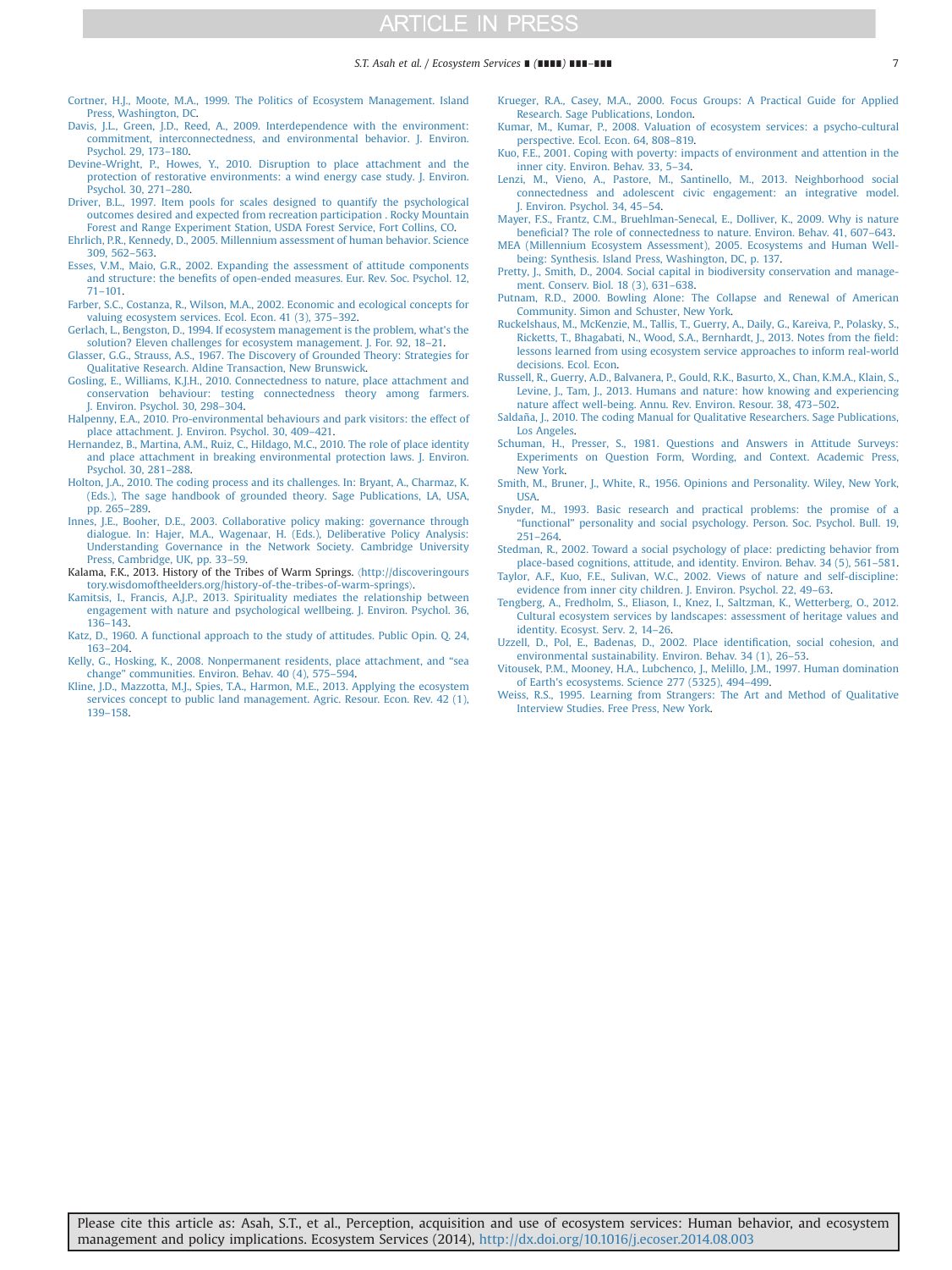Cortner, H.J., Moote, M.A., 1999. The Politics of Ecosystem Management. Island Press, Washington, DC.

Davis, J.L., Green, J.D., Reed, A., 2009. Interdependence with the environment: commitment, interconnectedness, and environmental behavior. J. Environ. Psychol. 29, 173–180.

Devine-Wright, P., Howes, Y., 2010. Disruption to place attachment and the protection of restorative environments: a wind energy case study. J. Environ. Psychol. 30, 271–280.

Driver, B.L., 1997. Item pools for scales designed to quantify the psychological outcomes desired and expected from recreation participation . Rocky Mountain Forest and Range Experiment Station, USDA Forest Service, Fort Collins, CO.

Ehrlich, P.R., Kennedy, D., 2005. Millennium assessment of human behavior. Science 309, 562–563.

Esses, V.M., Maio, G.R., 2002. Expanding the assessment of attitude components and structure: the benefits of open-ended measures. Eur. Rev. Soc. Psychol. 12, 71–101.

Farber, S.C., Costanza, R., Wilson, M.A., 2002. Economic and ecological concepts for valuing ecosystem services. Ecol. Econ. 41 (3), 375–392.

Gerlach, L., Bengston, D., 1994. If ecosystem management is the problem, what's the solution? Eleven challenges for ecosystem management. J. For. 92, 18–21.

Glasser, G.G., Strauss, A.S., 1967. The Discovery of Grounded Theory: Strategies for Qualitative Research. Aldine Transaction, New Brunswick.

Gosling, E., Williams, K.J.H., 2010. Connectedness to nature, place attachment and conservation behaviour: testing connectedness theory among farmers. J. Environ. Psychol. 30, 298–304.

Halpenny, E.A., 2010. Pro-environmental behaviours and park visitors: the effect of place attachment. J. Environ. Psychol. 30, 409–421.

Hernandez, B., Martina, A.M., Ruiz, C., Hildago, M.C., 2010. The role of place identity and place attachment in breaking environmental protection laws. J. Environ. Psychol. 30, 281–288.

Holton, J.A., 2010. The coding process and its challenges. In: Bryant, A., Charmaz, K. (Eds.), The sage handbook of grounded theory. Sage Publications, LA, USA, pp. 265–289.

Innes, J.E., Booher, D.E., 2003. Collaborative policy making: governance through dialogue. In: Hajer, M.A., Wagenaar, H. (Eds.), Deliberative Policy Analysis: Understanding Governance in the Network Society. Cambridge University Press, Cambridge, UK, pp. 33–59.

Kalama, F.K., 2013. History of the Tribes of Warm Springs. ⟨http://discoveringourstory.wisdomoftheelders.org/history-of-the-tribes-of-warm-springs⟩.

Kamitsis, I., Francis, A.J.P., 2013. Spirituality mediates the relationship between engagement with nature and psychological wellbeing. J. Environ. Psychol. 36, 136–143.

Katz, D., 1960. A functional approach to the study of attitudes. Public Opin. Q. 24, 163–204.

Kelly, G., Hosking, K., 2008. Nonpermanent residents, place attachment, and "sea change" communities. Environ. Behav. 40 (4), 575–594.

Kline, J.D., Mazzotta, M.J., Spies, T.A., Harmon, M.E., 2013. Applying the ecosystem services concept to public land management. Agric. Resour. Econ. Rev. 42 (1), 139–158.

Krueger, R.A., Casey, M.A., 2000. Focus Groups: A Practical Guide for Applied Research. Sage Publications, London.

Kumar, M., Kumar, P., 2008. Valuation of ecosystem services: a psycho-cultural perspective. Ecol. Econ. 64, 808–819.

Kuo, F.E., 2001. Coping with poverty: impacts of environment and attention in the inner city. Environ. Behav. 33, 5–34.

Lenzi, M., Vieno, A., Pastore, M., Santinello, M., 2013. Neighborhood social connectedness and adolescent civic engagement: an integrative model. J. Environ. Psychol. 34, 45–54.

Mayer, F.S., Frantz, C.M., Bruehlman-Senecal, E., Dolliver, K., 2009. Why is nature beneficial? The role of connectedness to nature. Environ. Behav. 41, 607–643.

MEA (Millennium Ecosystem Assessment), 2005. Ecosystems and Human Well-being: Synthesis. Island Press, Washington, DC, p. 137.

Pretty, J., Smith, D., 2004. Social capital in biodiversity conservation and management. Conserv. Biol. 18 (3), 631–638.

Putnam, R.D., 2000. Bowling Alone: The Collapse and Renewal of American Community. Simon and Schuster, New York.

Ruckelshaus, M., McKenzie, M., Tallis, T., Guerry, A., Daily, G., Kareiva, P., Polasky, S., Ricketts, T., Bhagabati, N., Wood, S.A., Bernhardt, J., 2013. Notes from the field: lessons learned from using ecosystem service approaches to inform real-world decisions. Ecol. Econ.

Russell, R., Guerry, A.D., Balvanera, P., Gould, R.K., Basurto, X., Chan, K.M.A., Klain, S., Levine, J., Tam, J., 2013. Humans and nature: how knowing and experiencing nature affect well-being. Annu. Rev. Environ. Resour. 38, 473–502.

Saldaña, J., 2010. The coding Manual for Qualitative Researchers. Sage Publications, Los Angeles.

Schuman, H., Presser, S., 1981. Questions and Answers in Attitude Surveys: Experiments on Question Form, Wording, and Context. Academic Press, New York.

Smith, M., Bruner, J., White, R., 1956. Opinions and Personality. Wiley, New York, USA.

Snyder, M., 1993. Basic research and practical problems: the promise of a "functional" personality and social psychology. Person. Soc. Psychol. Bull. 19, 251–264.

Stedman, R., 2002. Toward a social psychology of place: predicting behavior from place-based cognitions, attitude, and identity. Environ. Behav. 34 (5), 561–581.

Taylor, A.F., Kuo, F.E., Sulivan, W.C., 2002. Views of nature and self-discipline: evidence from inner city children. J. Environ. Psychol. 22, 49–63.

Tengberg, A., Fredholm, S., Eliason, I., Knez, I., Saltzman, K., Wetterberg, O., 2012. Cultural ecosystem services by landscapes: assessment of heritage values and identity. Ecosyst. Serv. 2, 14–26.

Uzzell, D., Pol, E., Badenas, D., 2002. Place identification, social cohesion, and environmental sustainability. Environ. Behav. 34 (1), 26–53.

Vitousek, P.M., Mooney, H.A., Lubchenco, J., Melillo, J.M., 1997. Human domination of Earth's ecosystems. Science 277 (5325), 494–499.

Weiss, R.S., 1995. Learning from Strangers: The Art and Method of Qualitative Interview Studies. Free Press, New York.